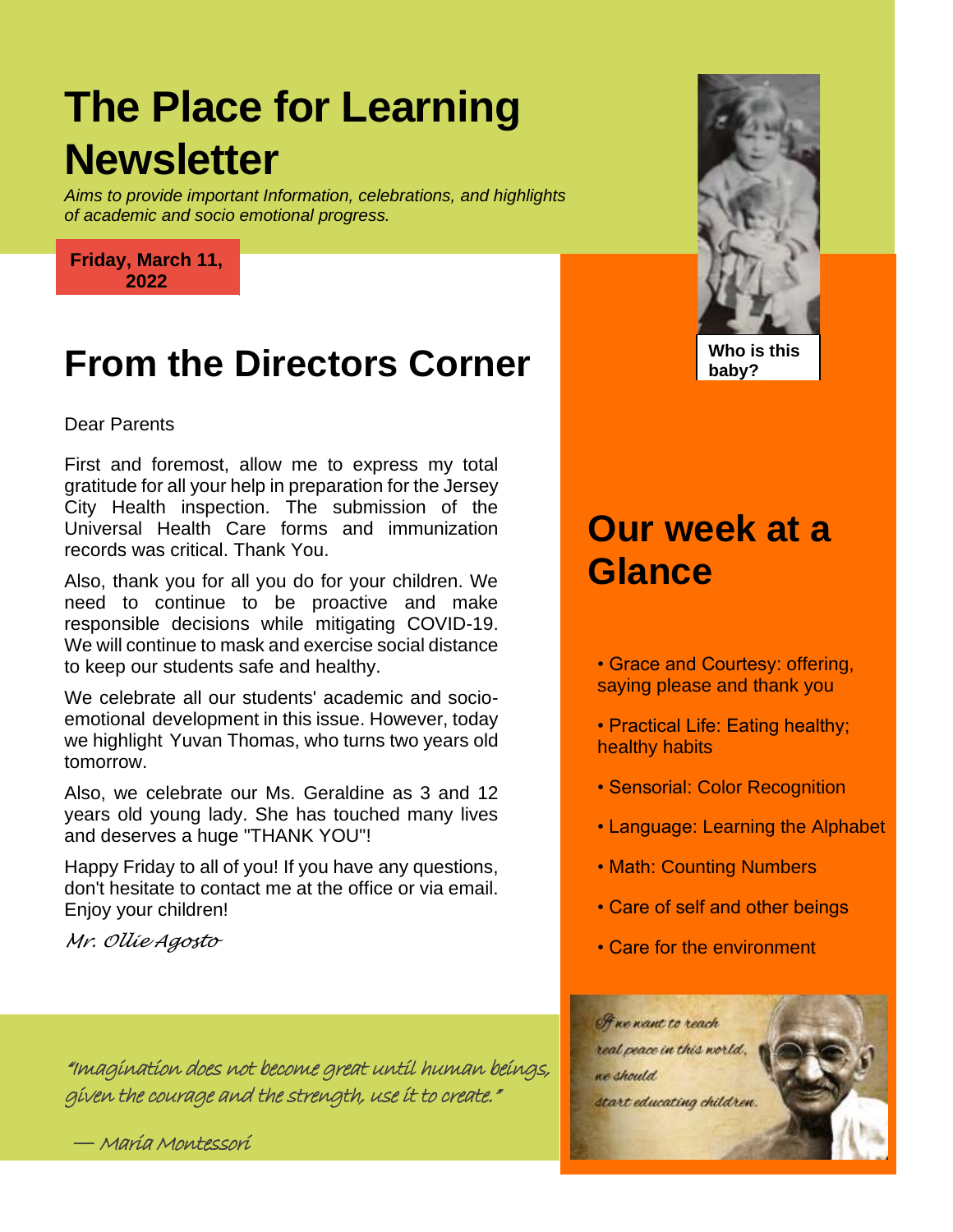# The Place for Learning Newsletter

*Aims to provide important Information, celebrations, and highlights of academic and socio emotional progress.*

**Friday, March 11, 2022**

## From the Directors Corner

Dear Parents

First and foremost, allow me to express my total gratitude for all your help in preparation for the Jersey City Health inspection. The submission of the Universal Health Care forms and immunization records was critical. Thank You.

Also, thank you for all you do for your children. We need to continue to be proactive and make responsible decisions while mitigating COVID-19. We will continue to mask and exercise social distance to keep our students safe and healthy.

We celebrate all our students' academic and socio-emotional development in this issue. However, today we highlight Yuvan Thomas, who turns two years old tomorrow.

Also, we celebrate our Ms. Geraldine as 3 and 12 years old young lady. She has touched many lives and deserves a huge "THANK YOU"!

Happy Friday to all of you! If you have any questions, don't hesitate to contact me at the office or via email. Enjoy your children!

*Mr. Ollie Agosto*

*"Imagination does not become great until human beings, given the courage and the strength, use it to create."*

*— Maria Montessori*

**Who is this baby?**

## Our week at a Glance

- Grace and Courtesy: offering, saying please and thank you
- Practical Life: Eating healthy; healthy habits
- Sensorial: Color Recognition
- Language: Learning the Alphabet
- Math: Counting Numbers
- Care of self and other beings
- Care for the environment

*If we want to reach real peace in this world, we should start educating children.*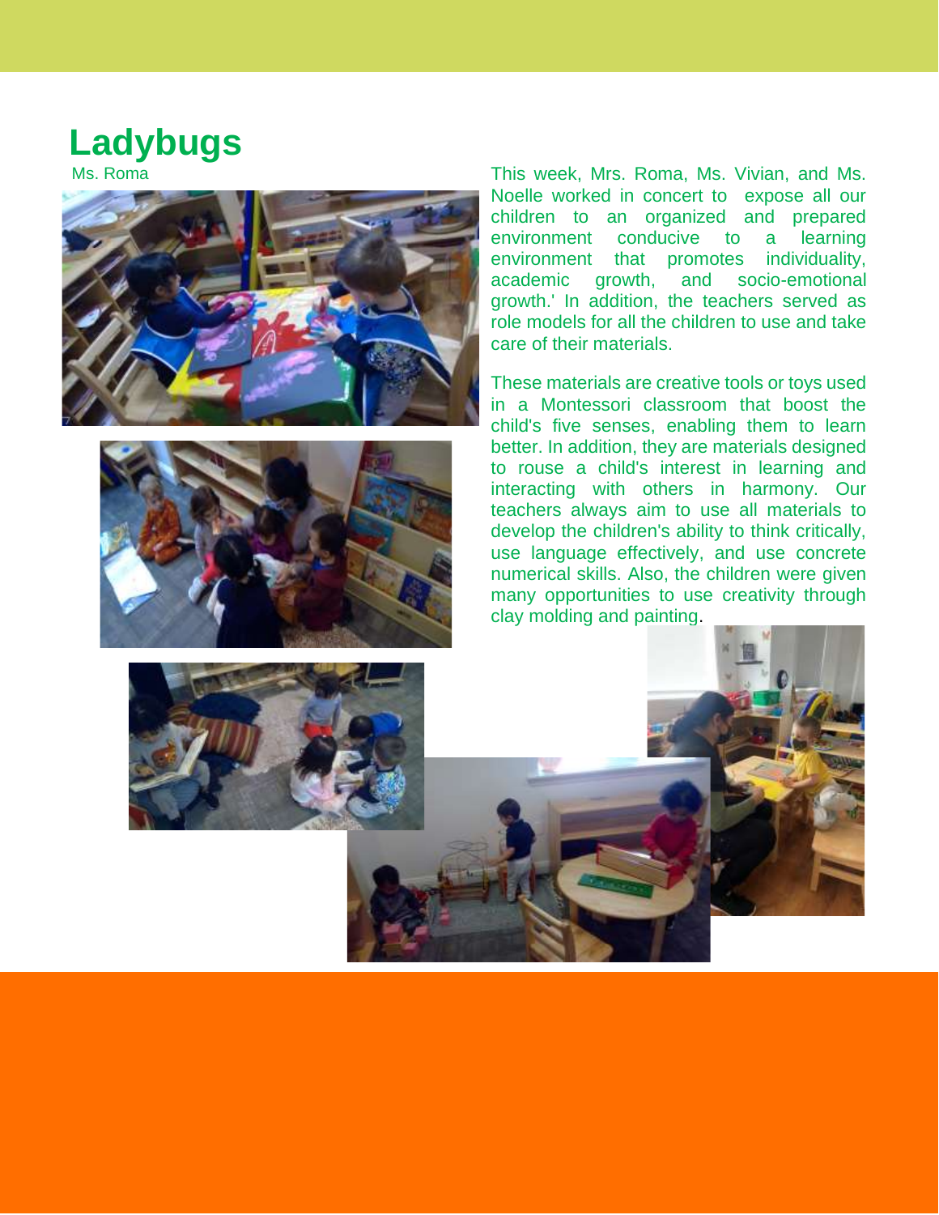# Ladybugs

Ms. Roma

This week, Mrs. Roma, Ms. Vivian, and Ms. Noelle worked in concert to expose all our children to an organized and prepared environment conducive to a learning environment that promotes individuality, academic growth, and socio-emotional growth.' In addition, the teachers served as role models for all the children to use and take care of their materials.

These materials are creative tools or toys used in a Montessori classroom that boost the child's five senses, enabling them to learn better. In addition, they are materials designed to rouse a child's interest in learning and interacting with others in harmony. Our teachers always aim to use all materials to develop the children's ability to think critically, use language effectively, and use concrete numerical skills. Also, the children were given many opportunities to use creativity through clay molding and painting.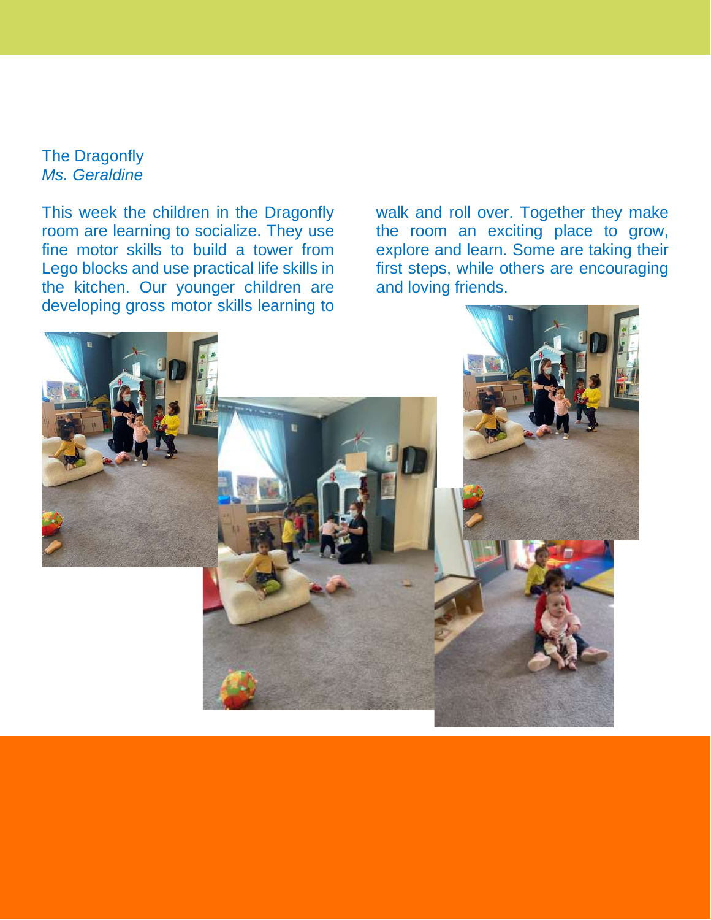The Dragonfly

*Ms. Geraldine*

This week the children in the Dragonfly room are learning to socialize. They use fine motor skills to build a tower from Lego blocks and use practical life skills in the kitchen. Our younger children are developing gross motor skills learning to walk and roll over. Together they make the room an exciting place to grow, explore and learn. Some are taking their first steps, while others are encouraging and loving friends.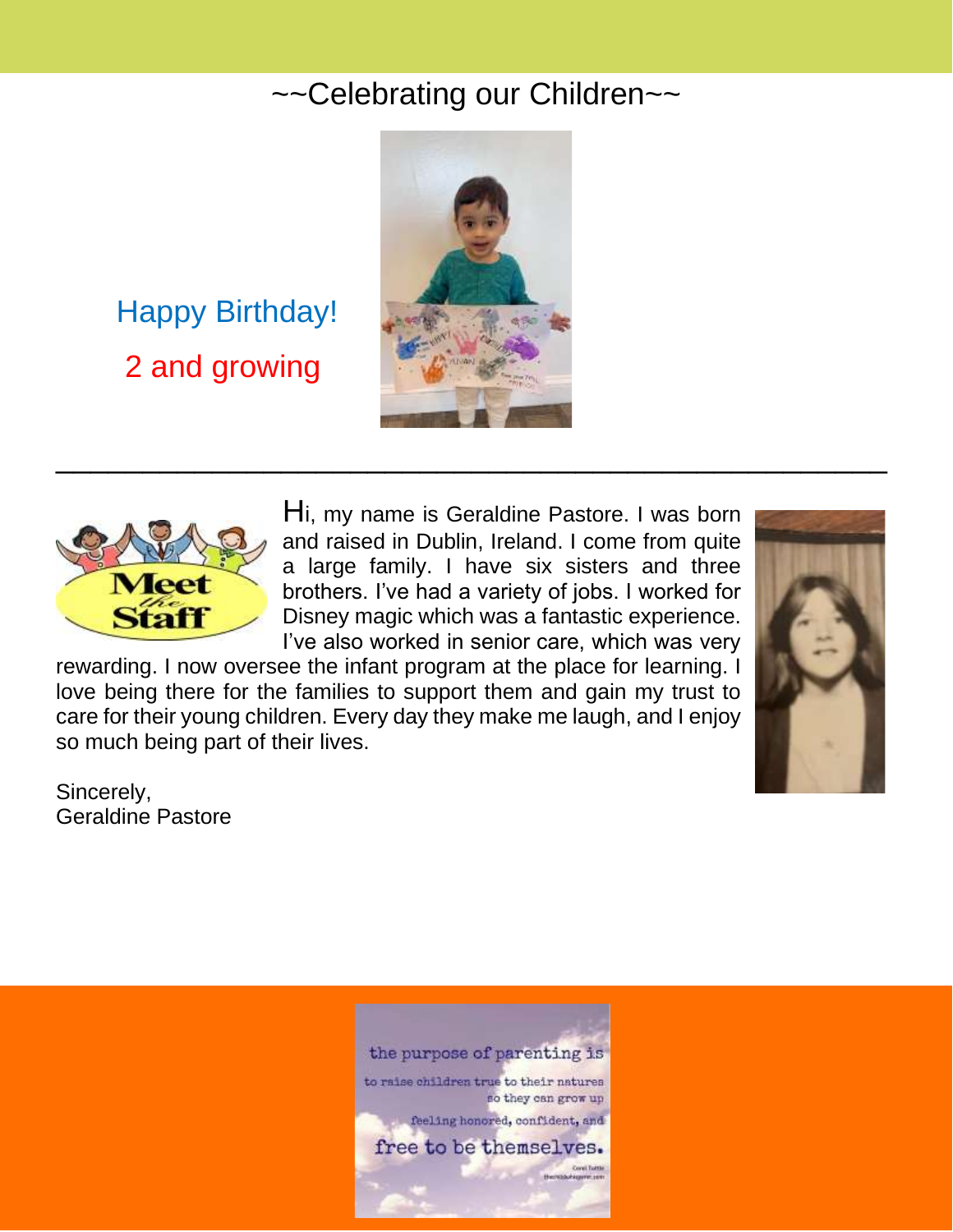~~Celebrating our Children~~

Happy Birthday!

2 and growing

---

Hi, my name is Geraldine Pastore. I was born and raised in Dublin, Ireland. I come from quite a large family. I have six sisters and three brothers. I've had a variety of jobs. I worked for Disney magic which was a fantastic experience. I've also worked in senior care, which was very rewarding. I now oversee the infant program at the place for learning. I love being there for the families to support them and gain my trust to care for their young children. Every day they make me laugh, and I enjoy so much being part of their lives.

Sincerely,
Geraldine Pastore